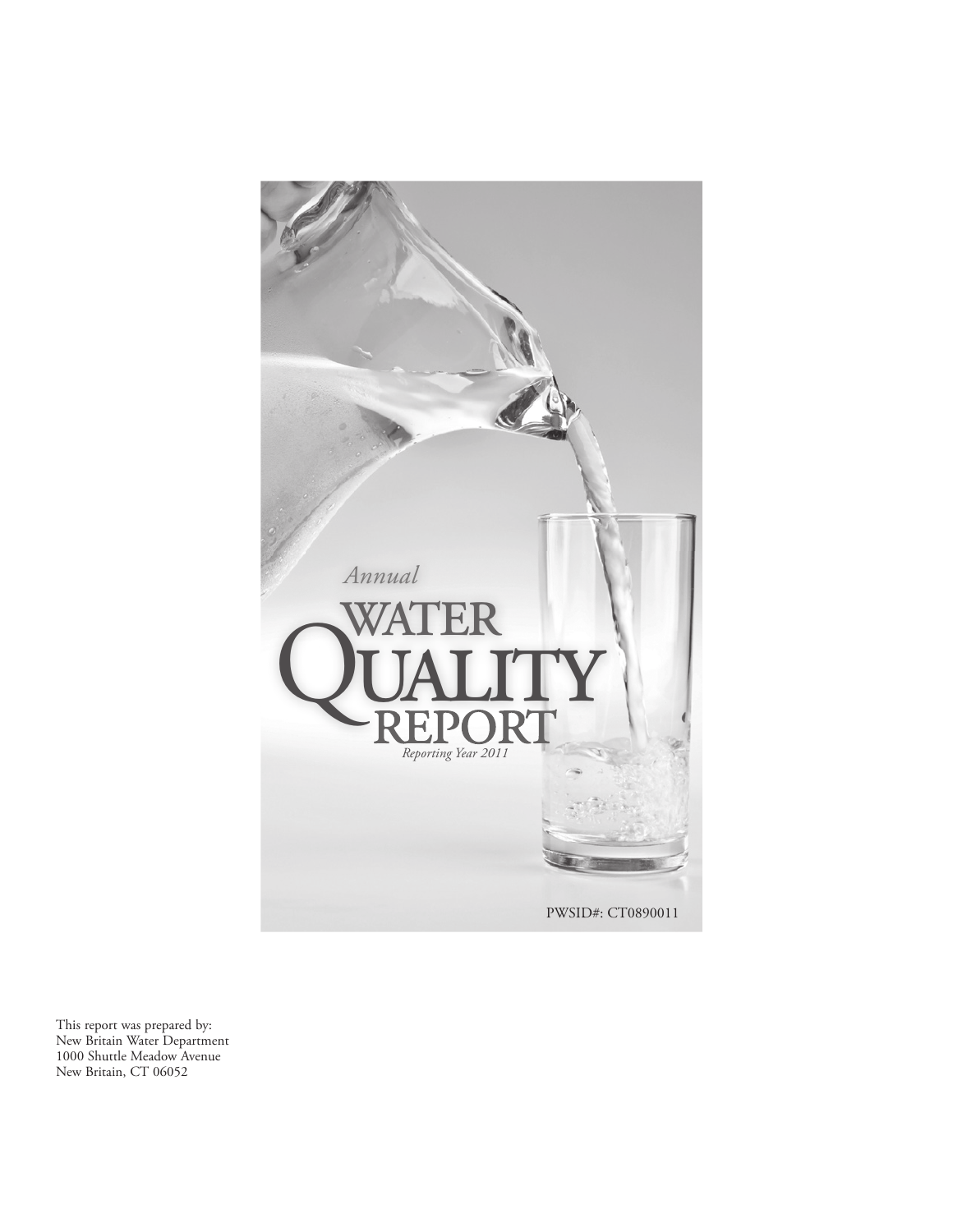# Annual WATER QUALITY REPORT

*Reporting Year 2011*

PWSID#: CT0890011

This report was prepared by:
New Britain Water Department
1000 Shuttle Meadow Avenue
New Britain, CT 06052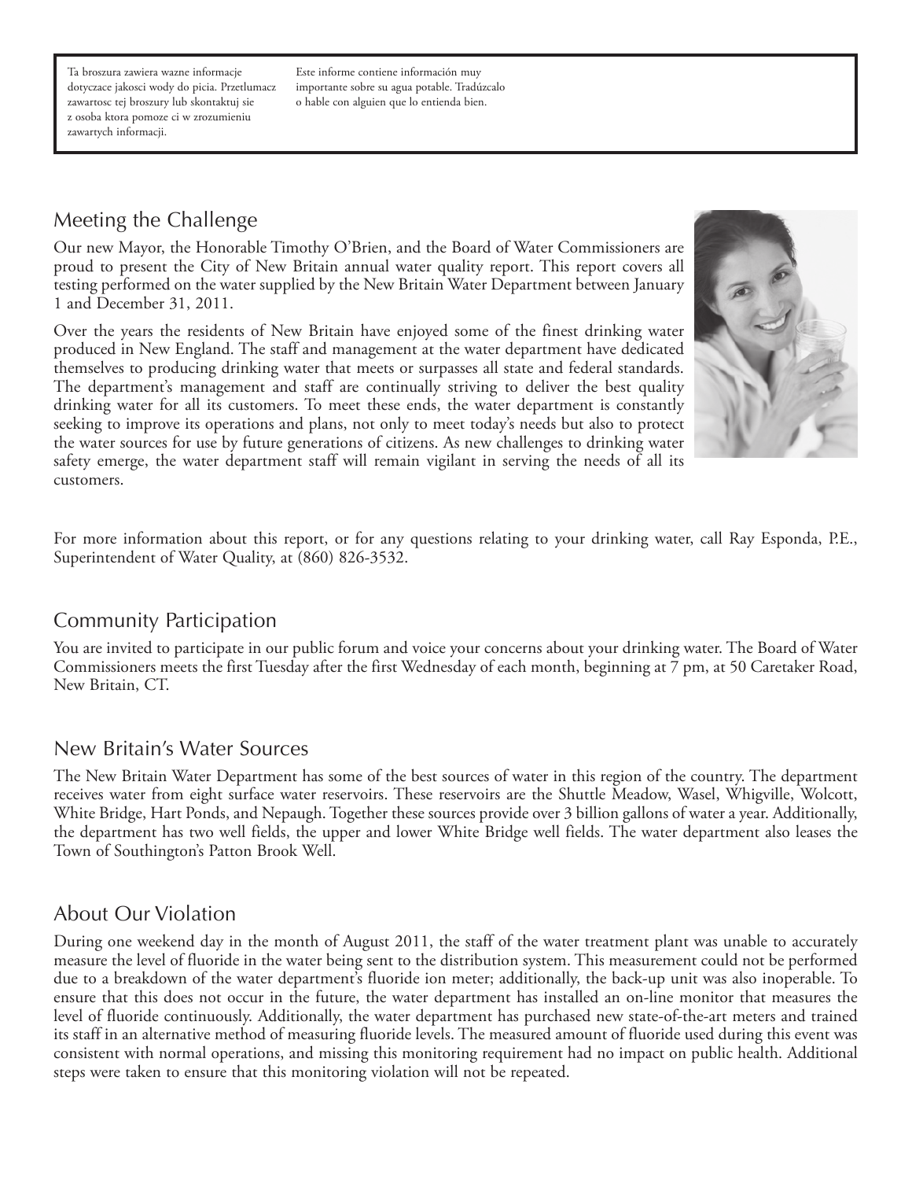Ta broszura zawiera wazne informacje dotyczace jakosci wody do picia. Przetlumacz zawartosc tej broszury lub skontaktuj sie z osoba ktora pomoze ci w zrozumieniu zawartych informacji.

Este informe contiene información muy importante sobre su agua potable. Tradúzcalo o hable con alguien que lo entienda bien.

## Meeting the Challenge

Our new Mayor, the Honorable Timothy O'Brien, and the Board of Water Commissioners are proud to present the City of New Britain annual water quality report. This report covers all testing performed on the water supplied by the New Britain Water Department between January 1 and December 31, 2011.

Over the years the residents of New Britain have enjoyed some of the finest drinking water produced in New England. The staff and management at the water department have dedicated themselves to producing drinking water that meets or surpasses all state and federal standards. The department's management and staff are continually striving to deliver the best quality drinking water for all its customers. To meet these ends, the water department is constantly seeking to improve its operations and plans, not only to meet today's needs but also to protect the water sources for use by future generations of citizens. As new challenges to drinking water safety emerge, the water department staff will remain vigilant in serving the needs of all its customers.

For more information about this report, or for any questions relating to your drinking water, call Ray Esponda, P.E., Superintendent of Water Quality, at (860) 826-3532.

## Community Participation

You are invited to participate in our public forum and voice your concerns about your drinking water. The Board of Water Commissioners meets the first Tuesday after the first Wednesday of each month, beginning at 7 pm, at 50 Caretaker Road, New Britain, CT.

## New Britain's Water Sources

The New Britain Water Department has some of the best sources of water in this region of the country. The department receives water from eight surface water reservoirs. These reservoirs are the Shuttle Meadow, Wasel, Whigville, Wolcott, White Bridge, Hart Ponds, and Nepaugh. Together these sources provide over 3 billion gallons of water a year. Additionally, the department has two well fields, the upper and lower White Bridge well fields. The water department also leases the Town of Southington's Patton Brook Well.

## About Our Violation

During one weekend day in the month of August 2011, the staff of the water treatment plant was unable to accurately measure the level of fluoride in the water being sent to the distribution system. This measurement could not be performed due to a breakdown of the water department's fluoride ion meter; additionally, the back-up unit was also inoperable. To ensure that this does not occur in the future, the water department has installed an on-line monitor that measures the level of fluoride continuously. Additionally, the water department has purchased new state-of-the-art meters and trained its staff in an alternative method of measuring fluoride levels. The measured amount of fluoride used during this event was consistent with normal operations, and missing this monitoring requirement had no impact on public health. Additional steps were taken to ensure that this monitoring violation will not be repeated.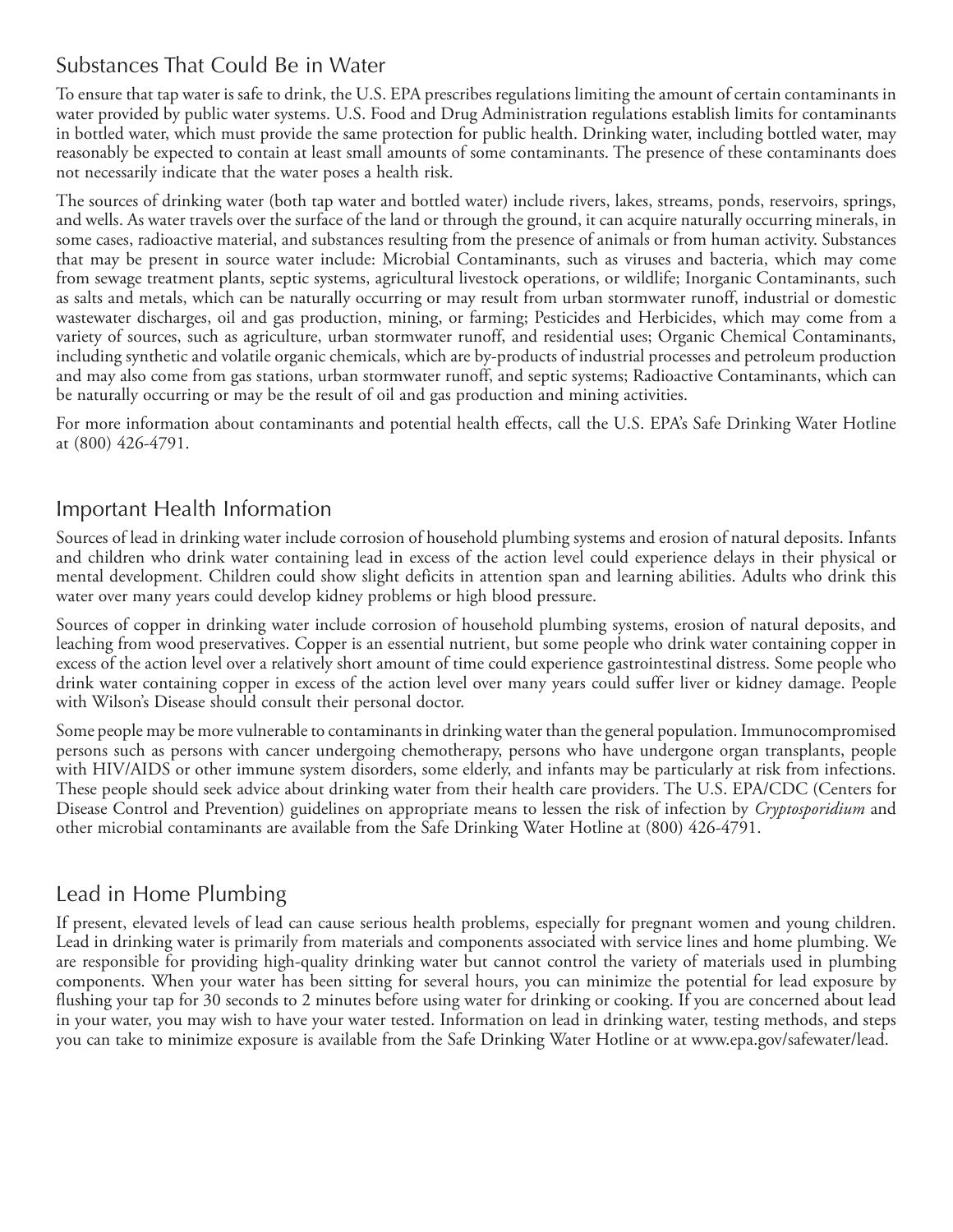## Substances That Could Be in Water

To ensure that tap water is safe to drink, the U.S. EPA prescribes regulations limiting the amount of certain contaminants in water provided by public water systems. U.S. Food and Drug Administration regulations establish limits for contaminants in bottled water, which must provide the same protection for public health. Drinking water, including bottled water, may reasonably be expected to contain at least small amounts of some contaminants. The presence of these contaminants does not necessarily indicate that the water poses a health risk.

The sources of drinking water (both tap water and bottled water) include rivers, lakes, streams, ponds, reservoirs, springs, and wells. As water travels over the surface of the land or through the ground, it can acquire naturally occurring minerals, in some cases, radioactive material, and substances resulting from the presence of animals or from human activity. Substances that may be present in source water include: Microbial Contaminants, such as viruses and bacteria, which may come from sewage treatment plants, septic systems, agricultural livestock operations, or wildlife; Inorganic Contaminants, such as salts and metals, which can be naturally occurring or may result from urban stormwater runoff, industrial or domestic wastewater discharges, oil and gas production, mining, or farming; Pesticides and Herbicides, which may come from a variety of sources, such as agriculture, urban stormwater runoff, and residential uses; Organic Chemical Contaminants, including synthetic and volatile organic chemicals, which are by-products of industrial processes and petroleum production and may also come from gas stations, urban stormwater runoff, and septic systems; Radioactive Contaminants, which can be naturally occurring or may be the result of oil and gas production and mining activities.

For more information about contaminants and potential health effects, call the U.S. EPA's Safe Drinking Water Hotline at (800) 426-4791.

## Important Health Information

Sources of lead in drinking water include corrosion of household plumbing systems and erosion of natural deposits. Infants and children who drink water containing lead in excess of the action level could experience delays in their physical or mental development. Children could show slight deficits in attention span and learning abilities. Adults who drink this water over many years could develop kidney problems or high blood pressure.

Sources of copper in drinking water include corrosion of household plumbing systems, erosion of natural deposits, and leaching from wood preservatives. Copper is an essential nutrient, but some people who drink water containing copper in excess of the action level over a relatively short amount of time could experience gastrointestinal distress. Some people who drink water containing copper in excess of the action level over many years could suffer liver or kidney damage. People with Wilson's Disease should consult their personal doctor.

Some people may be more vulnerable to contaminants in drinking water than the general population. Immunocompromised persons such as persons with cancer undergoing chemotherapy, persons who have undergone organ transplants, people with HIV/AIDS or other immune system disorders, some elderly, and infants may be particularly at risk from infections. These people should seek advice about drinking water from their health care providers. The U.S. EPA/CDC (Centers for Disease Control and Prevention) guidelines on appropriate means to lessen the risk of infection by *Cryptosporidium* and other microbial contaminants are available from the Safe Drinking Water Hotline at (800) 426-4791.

## Lead in Home Plumbing

If present, elevated levels of lead can cause serious health problems, especially for pregnant women and young children. Lead in drinking water is primarily from materials and components associated with service lines and home plumbing. We are responsible for providing high-quality drinking water but cannot control the variety of materials used in plumbing components. When your water has been sitting for several hours, you can minimize the potential for lead exposure by flushing your tap for 30 seconds to 2 minutes before using water for drinking or cooking. If you are concerned about lead in your water, you may wish to have your water tested. Information on lead in drinking water, testing methods, and steps you can take to minimize exposure is available from the Safe Drinking Water Hotline or at www.epa.gov/safewater/lead.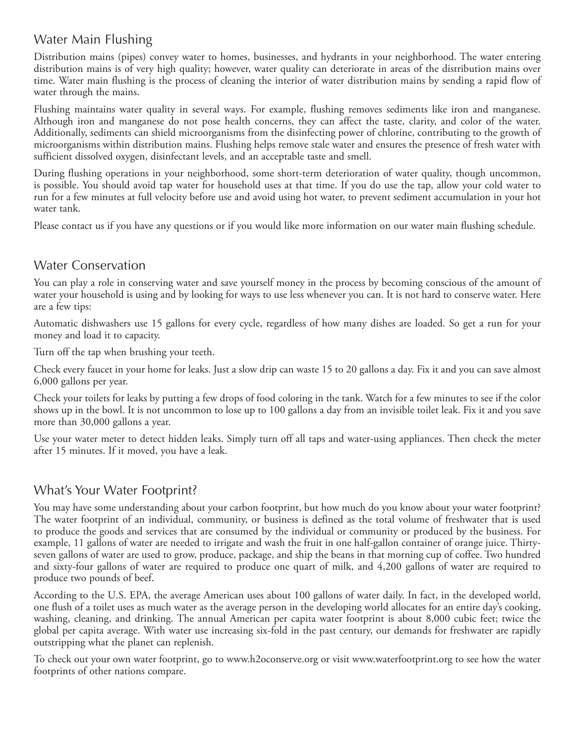## Water Main Flushing

Distribution mains (pipes) convey water to homes, businesses, and hydrants in your neighborhood. The water entering distribution mains is of very high quality; however, water quality can deteriorate in areas of the distribution mains over time. Water main flushing is the process of cleaning the interior of water distribution mains by sending a rapid flow of water through the mains.

Flushing maintains water quality in several ways. For example, flushing removes sediments like iron and manganese. Although iron and manganese do not pose health concerns, they can affect the taste, clarity, and color of the water. Additionally, sediments can shield microorganisms from the disinfecting power of chlorine, contributing to the growth of microorganisms within distribution mains. Flushing helps remove stale water and ensures the presence of fresh water with sufficient dissolved oxygen, disinfectant levels, and an acceptable taste and smell.

During flushing operations in your neighborhood, some short-term deterioration of water quality, though uncommon, is possible. You should avoid tap water for household uses at that time. If you do use the tap, allow your cold water to run for a few minutes at full velocity before use and avoid using hot water, to prevent sediment accumulation in your hot water tank.

Please contact us if you have any questions or if you would like more information on our water main flushing schedule.

## Water Conservation

You can play a role in conserving water and save yourself money in the process by becoming conscious of the amount of water your household is using and by looking for ways to use less whenever you can. It is not hard to conserve water. Here are a few tips:

Automatic dishwashers use 15 gallons for every cycle, regardless of how many dishes are loaded. So get a run for your money and load it to capacity.

Turn off the tap when brushing your teeth.

Check every faucet in your home for leaks. Just a slow drip can waste 15 to 20 gallons a day. Fix it and you can save almost 6,000 gallons per year.

Check your toilets for leaks by putting a few drops of food coloring in the tank. Watch for a few minutes to see if the color shows up in the bowl. It is not uncommon to lose up to 100 gallons a day from an invisible toilet leak. Fix it and you save more than 30,000 gallons a year.

Use your water meter to detect hidden leaks. Simply turn off all taps and water-using appliances. Then check the meter after 15 minutes. If it moved, you have a leak.

## What's Your Water Footprint?

You may have some understanding about your carbon footprint, but how much do you know about your water footprint? The water footprint of an individual, community, or business is defined as the total volume of freshwater that is used to produce the goods and services that are consumed by the individual or community or produced by the business. For example, 11 gallons of water are needed to irrigate and wash the fruit in one half-gallon container of orange juice. Thirty-seven gallons of water are used to grow, produce, package, and ship the beans in that morning cup of coffee. Two hundred and sixty-four gallons of water are required to produce one quart of milk, and 4,200 gallons of water are required to produce two pounds of beef.

According to the U.S. EPA, the average American uses about 100 gallons of water daily. In fact, in the developed world, one flush of a toilet uses as much water as the average person in the developing world allocates for an entire day's cooking, washing, cleaning, and drinking. The annual American per capita water footprint is about 8,000 cubic feet; twice the global per capita average. With water use increasing six-fold in the past century, our demands for freshwater are rapidly outstripping what the planet can replenish.

To check out your own water footprint, go to www.h2oconserve.org or visit www.waterfootprint.org to see how the water footprints of other nations compare.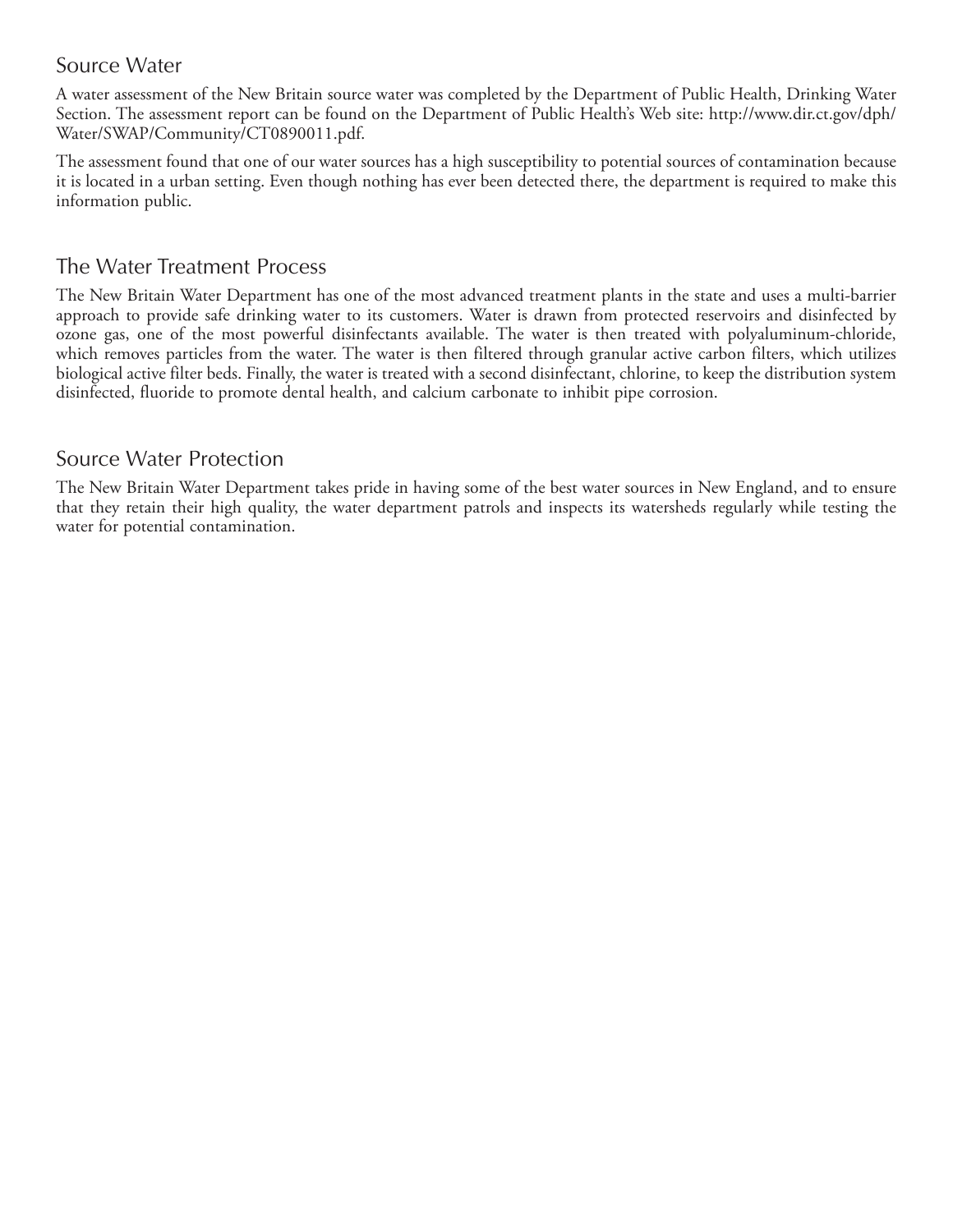## Source Water

A water assessment of the New Britain source water was completed by the Department of Public Health, Drinking Water Section. The assessment report can be found on the Department of Public Health's Web site: http://www.dir.ct.gov/dph/Water/SWAP/Community/CT0890011.pdf.

The assessment found that one of our water sources has a high susceptibility to potential sources of contamination because it is located in a urban setting. Even though nothing has ever been detected there, the department is required to make this information public.

## The Water Treatment Process

The New Britain Water Department has one of the most advanced treatment plants in the state and uses a multi-barrier approach to provide safe drinking water to its customers. Water is drawn from protected reservoirs and disinfected by ozone gas, one of the most powerful disinfectants available. The water is then treated with polyaluminum-chloride, which removes particles from the water. The water is then filtered through granular active carbon filters, which utilizes biological active filter beds. Finally, the water is treated with a second disinfectant, chlorine, to keep the distribution system disinfected, fluoride to promote dental health, and calcium carbonate to inhibit pipe corrosion.

## Source Water Protection

The New Britain Water Department takes pride in having some of the best water sources in New England, and to ensure that they retain their high quality, the water department patrols and inspects its watersheds regularly while testing the water for potential contamination.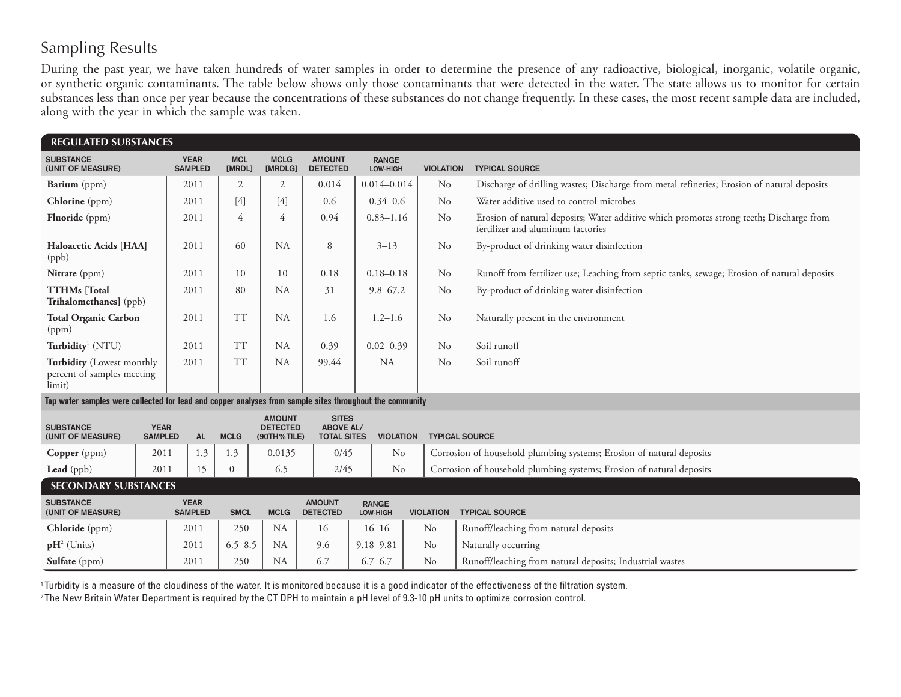# Sampling Results

During the past year, we have taken hundreds of water samples in order to determine the presence of any radioactive, biological, inorganic, volatile organic, or synthetic organic contaminants. The table below shows only those contaminants that were detected in the water. The state allows us to monitor for certain substances less than once per year because the concentrations of these substances do not change frequently. In these cases, the most recent sample data are included, along with the year in which the sample was taken.

## REGULATED SUBSTANCES

| SUBSTANCE (UNIT OF MEASURE) | YEAR SAMPLED | MCL [MRDL] | MCLG [MRDLG] | AMOUNT DETECTED | RANGE LOW-HIGH | VIOLATION | TYPICAL SOURCE |
|---|---|---|---|---|---|---|---|
| **Barium** (ppm) | 2011 | 2 | 2 | 0.014 | 0.014–0.014 | No | Discharge of drilling wastes; Discharge from metal refineries; Erosion of natural deposits |
| **Chlorine** (ppm) | 2011 | [4] | [4] | 0.6 | 0.34–0.6 | No | Water additive used to control microbes |
| **Fluoride** (ppm) | 2011 | 4 | 4 | 0.94 | 0.83–1.16 | No | Erosion of natural deposits; Water additive which promotes strong teeth; Discharge from fertilizer and aluminum factories |
| **Haloacetic Acids [HAA]** (ppb) | 2011 | 60 | NA | 8 | 3–13 | No | By-product of drinking water disinfection |
| **Nitrate** (ppm) | 2011 | 10 | 10 | 0.18 | 0.18–0.18 | No | Runoff from fertilizer use; Leaching from septic tanks, sewage; Erosion of natural deposits |
| **TTHMs [Total Trihalomethanes]** (ppb) | 2011 | 80 | NA | 31 | 9.8–67.2 | No | By-product of drinking water disinfection |
| **Total Organic Carbon** (ppm) | 2011 | TT | NA | 1.6 | 1.2–1.6 | No | Naturally present in the environment |
| **Turbidity**[1] (NTU) | 2011 | TT | NA | 0.39 | 0.02–0.39 | No | Soil runoff |
| **Turbidity** (Lowest monthly percent of samples meeting limit) | 2011 | TT | NA | 99.44 | NA | No | Soil runoff |

Tap water samples were collected for lead and copper analyses from sample sites throughout the community

| SUBSTANCE (UNIT OF MEASURE) | YEAR SAMPLED | AL | MCLG | AMOUNT DETECTED (90TH%TILE) | SITES ABOVE AL/ TOTAL SITES | VIOLATION | TYPICAL SOURCE |
|---|---|---|---|---|---|---|---|
| **Copper** (ppm) | 2011 | 1.3 | 1.3 | 0.0135 | 0/45 | No | Corrosion of household plumbing systems; Erosion of natural deposits |
| **Lead** (ppb) | 2011 | 15 | 0 | 6.5 | 2/45 | No | Corrosion of household plumbing systems; Erosion of natural deposits |

## SECONDARY SUBSTANCES

| SUBSTANCE (UNIT OF MEASURE) | YEAR SAMPLED | SMCL | MCLG | AMOUNT DETECTED | RANGE LOW-HIGH | VIOLATION | TYPICAL SOURCE |
|---|---|---|---|---|---|---|---|
| **Chloride** (ppm) | 2011 | 250 | NA | 16 | 16–16 | No | Runoff/leaching from natural deposits |
| **pH**[2] (Units) | 2011 | 6.5–8.5 | NA | 9.6 | 9.18–9.81 | No | Naturally occurring |
| **Sulfate** (ppm) | 2011 | 250 | NA | 6.7 | 6.7–6.7 | No | Runoff/leaching from natural deposits; Industrial wastes |

[1] Turbidity is a measure of the cloudiness of the water. It is monitored because it is a good indicator of the effectiveness of the filtration system.

[2] The New Britain Water Department is required by the CT DPH to maintain a pH level of 9.3-10 pH units to optimize corrosion control.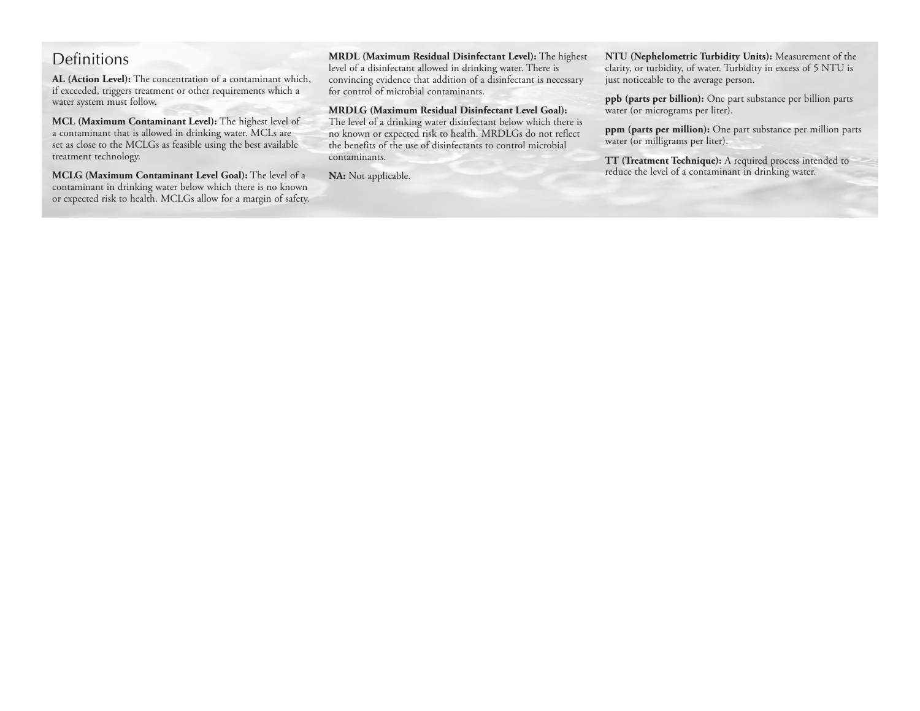# Definitions

**AL (Action Level):** The concentration of a contaminant which, if exceeded, triggers treatment or other requirements which a water system must follow.

**MCL (Maximum Contaminant Level):** The highest level of a contaminant that is allowed in drinking water. MCLs are set as close to the MCLGs as feasible using the best available treatment technology.

**MCLG (Maximum Contaminant Level Goal):** The level of a contaminant in drinking water below which there is no known or expected risk to health. MCLGs allow for a margin of safety.

**MRDL (Maximum Residual Disinfectant Level):** The highest level of a disinfectant allowed in drinking water. There is convincing evidence that addition of a disinfectant is necessary for control of microbial contaminants.

**MRDLG (Maximum Residual Disinfectant Level Goal):** The level of a drinking water disinfectant below which there is no known or expected risk to health. MRDLGs do not reflect the benefits of the use of disinfectants to control microbial contaminants.

**NA:** Not applicable.

**NTU (Nephelometric Turbidity Units):** Measurement of the clarity, or turbidity, of water. Turbidity in excess of 5 NTU is just noticeable to the average person.

**ppb (parts per billion):** One part substance per billion parts water (or micrograms per liter).

**ppm (parts per million):** One part substance per million parts water (or milligrams per liter).

**TT (Treatment Technique):** A required process intended to reduce the level of a contaminant in drinking water.